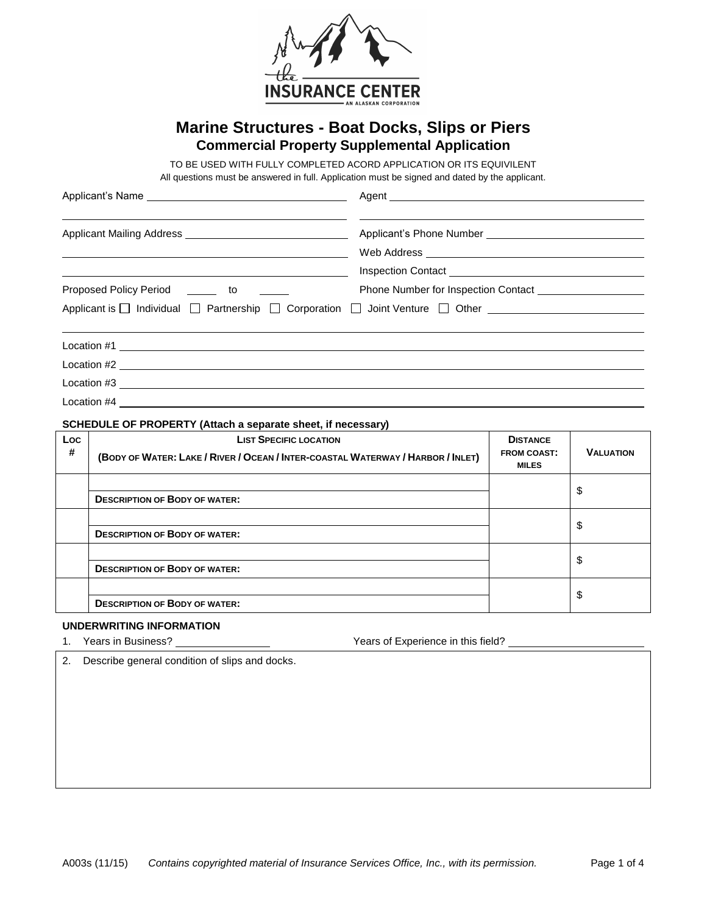# Marine Structures - Boat Docks, Slips or Piers

## Commercial Property Supplemental Application

TO BE USED WITH FULLY COMPLETED ACORD APPLICATION OR ITS EQUIVILENT

All questions must be answered in full. Application must be signed and dated by the applicant.

Applicant's Name ______________________ Agent ______________________

Applicant Mailing Address ______________________ Applicant's Phone Number ______________________

Web Address ______________________

Inspection Contact ______________________

Proposed Policy Period ______ to ______ Phone Number for Inspection Contact ______________________

Applicant is ☐ Individual ☐ Partnership ☐ Corporation ☐ Joint Venture ☐ Other ______________________

Location #1 ______________________

Location #2 ______________________

Location #3 ______________________

Location #4 ______________________

**SCHEDULE OF PROPERTY (Attach a separate sheet, if necessary)**

| LOC # | LIST SPECIFIC LOCATION (BODY OF WATER: LAKE / RIVER / OCEAN / INTER-COASTAL WATERWAY / HARBOR / INLET) | DISTANCE FROM COAST: MILES | VALUATION |
|---|---|---|---|
| | <br>**DESCRIPTION OF BODY OF WATER:** | | $ |
| | <br>**DESCRIPTION OF BODY OF WATER:** | | $ |
| | <br>**DESCRIPTION OF BODY OF WATER:** | | $ |
| | <br>**DESCRIPTION OF BODY OF WATER:** | | $ |

**UNDERWRITING INFORMATION**

1. Years in Business? ______________ Years of Experience in this field? ______________
2. Describe general condition of slips and docks.

A003s (11/15) *Contains copyrighted material of Insurance Services Office, Inc., with its permission.*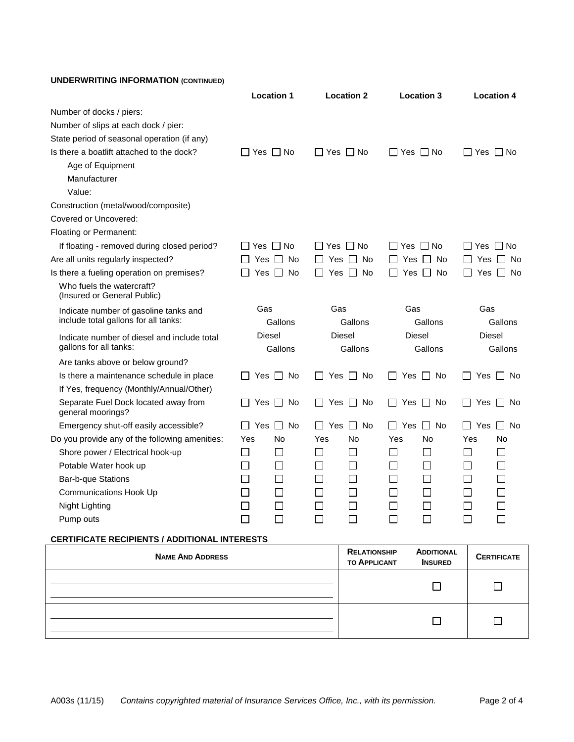## UNDERWRITING INFORMATION (CONTINUED)

| | Location 1 | Location 2 | Location 3 | Location 4 |
|---|---|---|---|---|
| Number of docks / piers: | | | | |
| Number of slips at each dock / pier: | | | | |
| State period of seasonal operation (if any) | | | | |
| Is there a boatlift attached to the dock? | ☐ Yes ☐ No | ☐ Yes ☐ No | ☐ Yes ☐ No | ☐ Yes ☐ No |
| Age of Equipment | | | | |
| Manufacturer | | | | |
| Value: | | | | |
| Construction (metal/wood/composite) | | | | |
| Covered or Uncovered: | | | | |
| Floating or Permanent: | | | | |
| If floating - removed during closed period? | ☐ Yes ☐ No | ☐ Yes ☐ No | ☐ Yes ☐ No | ☐ Yes ☐ No |
| Are all units regularly inspected? | ☐ Yes ☐ No | ☐ Yes ☐ No | ☐ Yes ☐ No | ☐ Yes ☐ No |
| Is there a fueling operation on premises? | ☐ Yes ☐ No | ☐ Yes ☐ No | ☐ Yes ☐ No | ☐ Yes ☐ No |
| Who fuels the watercraft? (Insured or General Public) | | | | |
| Indicate number of gasoline tanks and include total gallons for all tanks: | Gas Gallons | Gas Gallons | Gas Gallons | Gas Gallons |
| Indicate number of diesel and include total gallons for all tanks: | Diesel Gallons | Diesel Gallons | Diesel Gallons | Diesel Gallons |
| Are tanks above or below ground? | | | | |
| Is there a maintenance schedule in place | ☐ Yes ☐ No | ☐ Yes ☐ No | ☐ Yes ☐ No | ☐ Yes ☐ No |
| If Yes, frequency (Monthly/Annual/Other) | | | | |
| Separate Fuel Dock located away from general moorings? | ☐ Yes ☐ No | ☐ Yes ☐ No | ☐ Yes ☐ No | ☐ Yes ☐ No |
| Emergency shut-off easily accessible? | ☐ Yes ☐ No | ☐ Yes ☐ No | ☐ Yes ☐ No | ☐ Yes ☐ No |
| Do you provide any of the following amenities: | Yes No | Yes No | Yes No | Yes No |
| Shore power / Electrical hook-up | ☐ ☐ | ☐ ☐ | ☐ ☐ | ☐ ☐ |
| Potable Water hook up | ☐ ☐ | ☐ ☐ | ☐ ☐ | ☐ ☐ |
| Bar-b-que Stations | ☐ ☐ | ☐ ☐ | ☐ ☐ | ☐ ☐ |
| Communications Hook Up | ☐ ☐ | ☐ ☐ | ☐ ☐ | ☐ ☐ |
| Night Lighting | ☐ ☐ | ☐ ☐ | ☐ ☐ | ☐ ☐ |
| Pump outs | ☐ ☐ | ☐ ☐ | ☐ ☐ | ☐ ☐ |

## CERTIFICATE RECIPIENTS / ADDITIONAL INTERESTS

| NAME AND ADDRESS | RELATIONSHIP TO APPLICANT | ADDITIONAL INSURED | CERTIFICATE |
|---|---|---|---|
| | | ☐ | ☐ |
| | | ☐ | ☐ |

A003s (11/15) *Contains copyrighted material of Insurance Services Office, Inc., with its permission.*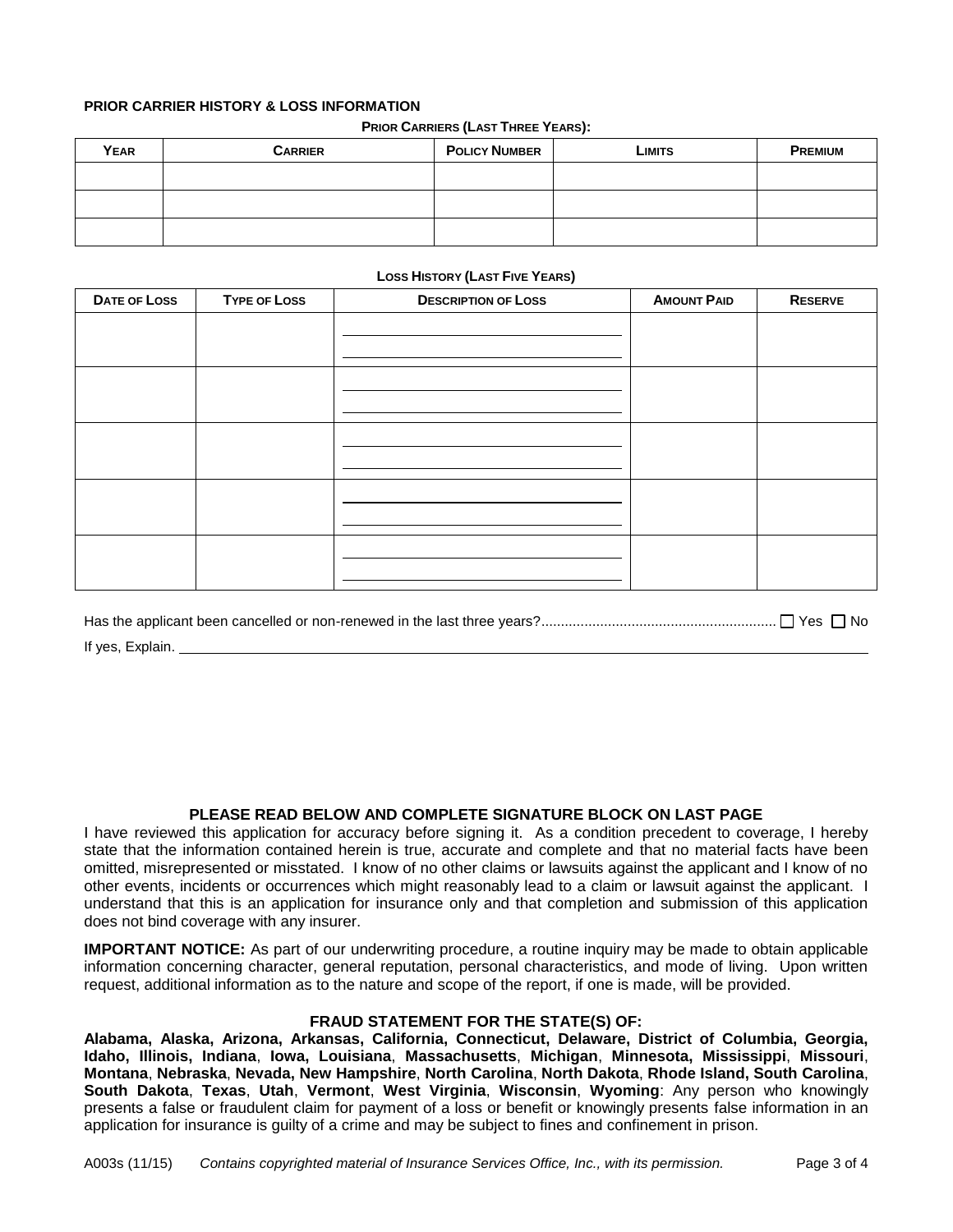## PRIOR CARRIER HISTORY & LOSS INFORMATION

**PRIOR CARRIERS (LAST THREE YEARS):**

| YEAR | CARRIER | POLICY NUMBER | LIMITS | PREMIUM |
|---|---|---|---|---|
| | | | | |
| | | | | |
| | | | | |

**LOSS HISTORY (LAST FIVE YEARS)**

| DATE OF LOSS | TYPE OF LOSS | DESCRIPTION OF LOSS | AMOUNT PAID | RESERVE |
|---|---|---|---|---|
| | | | | |
| | | | | |
| | | | | |
| | | | | |
| | | | | |

Has the applicant been cancelled or non-renewed in the last three years?........................................................... ☐ Yes ☐ No

If yes, Explain. ______________________________________________________________________________

### PLEASE READ BELOW AND COMPLETE SIGNATURE BLOCK ON LAST PAGE

I have reviewed this application for accuracy before signing it. As a condition precedent to coverage, I hereby state that the information contained herein is true, accurate and complete and that no material facts have been omitted, misrepresented or misstated. I know of no other claims or lawsuits against the applicant and I know of no other events, incidents or occurrences which might reasonably lead to a claim or lawsuit against the applicant. I understand that this is an application for insurance only and that completion and submission of this application does not bind coverage with any insurer.

**IMPORTANT NOTICE:** As part of our underwriting procedure, a routine inquiry may be made to obtain applicable information concerning character, general reputation, personal characteristics, and mode of living. Upon written request, additional information as to the nature and scope of the report, if one is made, will be provided.

### FRAUD STATEMENT FOR THE STATE(S) OF:

**Alabama, Alaska, Arizona, Arkansas, California, Connecticut, Delaware, District of Columbia, Georgia, Idaho, Illinois, Indiana**, **Iowa, Louisiana**, **Massachusetts**, **Michigan**, **Minnesota, Mississippi**, **Missouri**, **Montana**, **Nebraska**, **Nevada, New Hampshire**, **North Carolina**, **North Dakota**, **Rhode Island, South Carolina**, **South Dakota**, **Texas**, **Utah**, **Vermont**, **West Virginia**, **Wisconsin**, **Wyoming**: Any person who knowingly presents a false or fraudulent claim for payment of a loss or benefit or knowingly presents false information in an application for insurance is guilty of a crime and may be subject to fines and confinement in prison.

A003s (11/15) *Contains copyrighted material of Insurance Services Office, Inc., with its permission.*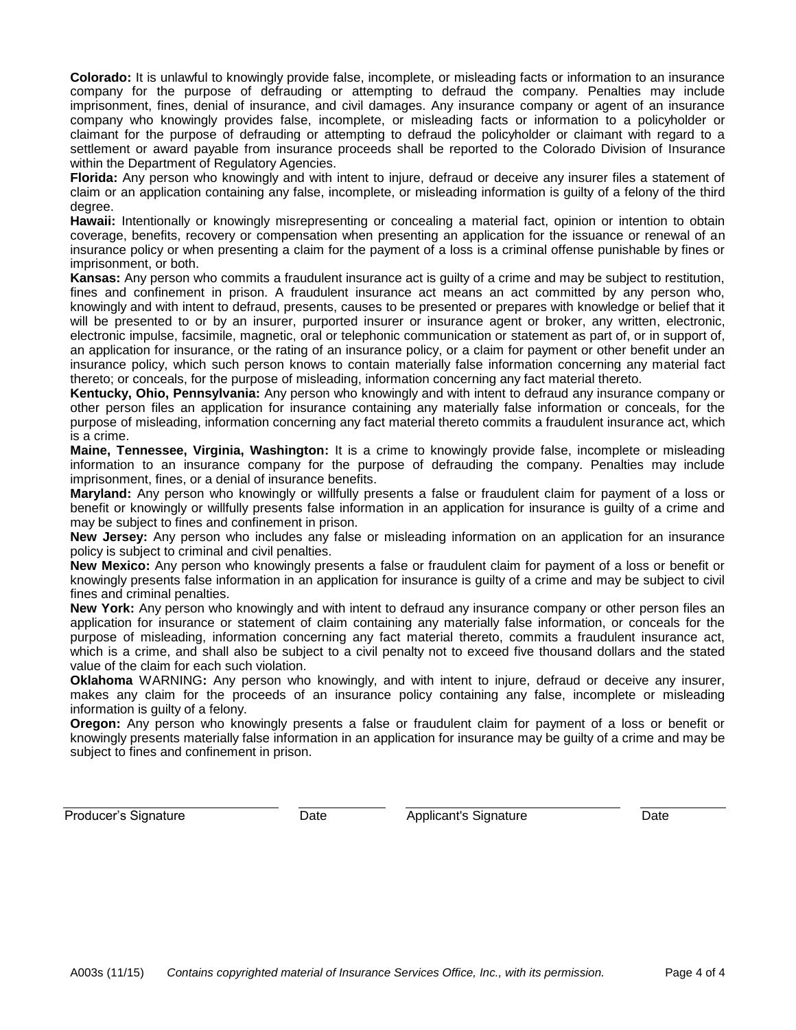**Colorado:** It is unlawful to knowingly provide false, incomplete, or misleading facts or information to an insurance company for the purpose of defrauding or attempting to defraud the company. Penalties may include imprisonment, fines, denial of insurance, and civil damages. Any insurance company or agent of an insurance company who knowingly provides false, incomplete, or misleading facts or information to a policyholder or claimant for the purpose of defrauding or attempting to defraud the policyholder or claimant with regard to a settlement or award payable from insurance proceeds shall be reported to the Colorado Division of Insurance within the Department of Regulatory Agencies.

**Florida:** Any person who knowingly and with intent to injure, defraud or deceive any insurer files a statement of claim or an application containing any false, incomplete, or misleading information is guilty of a felony of the third degree.

**Hawaii:** Intentionally or knowingly misrepresenting or concealing a material fact, opinion or intention to obtain coverage, benefits, recovery or compensation when presenting an application for the issuance or renewal of an insurance policy or when presenting a claim for the payment of a loss is a criminal offense punishable by fines or imprisonment, or both.

**Kansas:** Any person who commits a fraudulent insurance act is guilty of a crime and may be subject to restitution, fines and confinement in prison. A fraudulent insurance act means an act committed by any person who, knowingly and with intent to defraud, presents, causes to be presented or prepares with knowledge or belief that it will be presented to or by an insurer, purported insurer or insurance agent or broker, any written, electronic, electronic impulse, facsimile, magnetic, oral or telephonic communication or statement as part of, or in support of, an application for insurance, or the rating of an insurance policy, or a claim for payment or other benefit under an insurance policy, which such person knows to contain materially false information concerning any material fact thereto; or conceals, for the purpose of misleading, information concerning any fact material thereto.

**Kentucky, Ohio, Pennsylvania:** Any person who knowingly and with intent to defraud any insurance company or other person files an application for insurance containing any materially false information or conceals, for the purpose of misleading, information concerning any fact material thereto commits a fraudulent insurance act, which is a crime.

**Maine, Tennessee, Virginia, Washington:** It is a crime to knowingly provide false, incomplete or misleading information to an insurance company for the purpose of defrauding the company. Penalties may include imprisonment, fines, or a denial of insurance benefits.

**Maryland:** Any person who knowingly or willfully presents a false or fraudulent claim for payment of a loss or benefit or knowingly or willfully presents false information in an application for insurance is guilty of a crime and may be subject to fines and confinement in prison.

**New Jersey:** Any person who includes any false or misleading information on an application for an insurance policy is subject to criminal and civil penalties.

**New Mexico:** Any person who knowingly presents a false or fraudulent claim for payment of a loss or benefit or knowingly presents false information in an application for insurance is guilty of a crime and may be subject to civil fines and criminal penalties.

**New York:** Any person who knowingly and with intent to defraud any insurance company or other person files an application for insurance or statement of claim containing any materially false information, or conceals for the purpose of misleading, information concerning any fact material thereto, commits a fraudulent insurance act, which is a crime, and shall also be subject to a civil penalty not to exceed five thousand dollars and the stated value of the claim for each such violation.

**Oklahoma** WARNING**:** Any person who knowingly, and with intent to injure, defraud or deceive any insurer, makes any claim for the proceeds of an insurance policy containing any false, incomplete or misleading information is guilty of a felony.

**Oregon:** Any person who knowingly presents a false or fraudulent claim for payment of a loss or benefit or knowingly presents materially false information in an application for insurance may be guilty of a crime and may be subject to fines and confinement in prison.

| | | | |
|---|---|---|---|
| Producer's Signature | Date | Applicant's Signature | Date |

A003s (11/15) *Contains copyrighted material of Insurance Services Office, Inc., with its permission.*